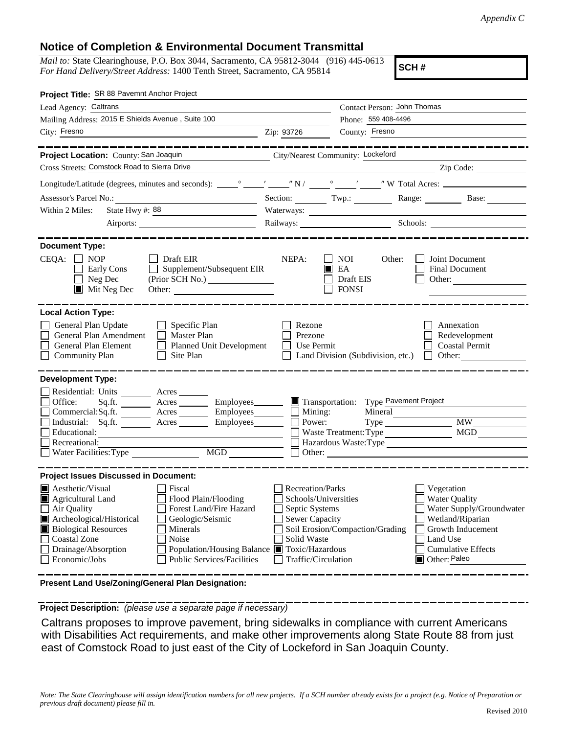*Appendix C*

## Notice of Completion & Environmental Document Transmittal

*Mail to:* State Clearinghouse, P.O. Box 3044, Sacramento, CA 95812-3044 (916) 445-0613
*For Hand Delivery/Street Address:* 1400 Tenth Street, Sacramento, CA 95814

**SCH #**

**Project Title:** SR 88 Pavemnt Anchor Project

Lead Agency: Caltrans
Contact Person: John Thomas
Mailing Address: 2015 E Shields Avenue , Suite 100
Phone: 559 408-4496
City: Fresno
Zip: 93726
County: Fresno

**Project Location:** County: San Joaquin
City/Nearest Community: Lockeford
Cross Streets: Comstock Road to Sierra Drive
Zip Code:

Longitude/Latitude (degrees, minutes and seconds): ___° ___′ ___″ N / ___° ___′ ___″ W Total Acres:

Assessor's Parcel No.:
Section: Twp.: Range: Base:

Within 2 Miles: State Hwy #: 88
Waterways:
Airports:
Railways:
Schools:

**Document Type:**

CEQA:
- ☐ NOP
- ☐ Early Cons
- ☐ Neg Dec
- ☒ Mit Neg Dec
- ☐ Draft EIR
- ☐ Supplement/Subsequent EIR (Prior SCH No.)
- Other:

NEPA:
- ☐ NOI
- ☒ EA
- ☐ Draft EIS
- ☐ FONSI

Other:
- ☐ Joint Document
- ☐ Final Document
- ☐ Other:

**Local Action Type:**

- ☐ General Plan Update
- ☐ General Plan Amendment
- ☐ General Plan Element
- ☐ Community Plan
- ☐ Specific Plan
- ☐ Master Plan
- ☐ Planned Unit Development
- ☐ Site Plan
- ☐ Rezone
- ☐ Prezone
- ☐ Use Permit
- ☐ Land Division (Subdivision, etc.)
- ☐ Annexation
- ☐ Redevelopment
- ☐ Coastal Permit
- ☐ Other:

**Development Type:**

- ☐ Residential: Units ___ Acres ___
- ☐ Office: Sq.ft. ___ Acres ___ Employees ___
- ☐ Commercial: Sq.ft. ___ Acres ___ Employees ___
- ☐ Industrial: Sq.ft. ___ Acres ___ Employees ___
- ☐ Educational:
- ☐ Recreational:
- ☐ Water Facilities: Type ___ MGD ___
- ☒ Transportation: Type Pavement Project
- ☐ Mining: Mineral
- ☐ Power: Type ___ MW
- ☐ Waste Treatment: Type ___ MGD
- ☐ Hazardous Waste: Type
- ☐ Other:

**Project Issues Discussed in Document:**

- ☒ Aesthetic/Visual
- ☒ Agricultural Land
- ☐ Air Quality
- ☒ Archeological/Historical
- ☒ Biological Resources
- ☐ Coastal Zone
- ☐ Drainage/Absorption
- ☐ Economic/Jobs
- ☐ Fiscal
- ☐ Flood Plain/Flooding
- ☐ Forest Land/Fire Hazard
- ☐ Geologic/Seismic
- ☐ Minerals
- ☐ Noise
- ☐ Population/Housing Balance
- ☐ Public Services/Facilities
- ☐ Recreation/Parks
- ☐ Schools/Universities
- ☐ Septic Systems
- ☐ Sewer Capacity
- ☐ Soil Erosion/Compaction/Grading
- ☐ Solid Waste
- ☒ Toxic/Hazardous
- ☐ Traffic/Circulation
- ☐ Vegetation
- ☐ Water Quality
- ☐ Water Supply/Groundwater
- ☐ Wetland/Riparian
- ☐ Growth Inducement
- ☐ Land Use
- ☐ Cumulative Effects
- ☒ Other: Paleo

**Present Land Use/Zoning/General Plan Designation:**

**Project Description:** *(please use a separate page if necessary)*

Caltrans proposes to improve pavement, bring sidewalks in compliance with current Americans with Disabilities Act requirements, and make other improvements along State Route 88 from just east of Comstock Road to just east of the City of Lockeford in San Joaquin County.

*Note: The State Clearinghouse will assign identification numbers for all new projects. If a SCH number already exists for a project (e.g. Notice of Preparation or previous draft document) please fill in.*

Revised 2010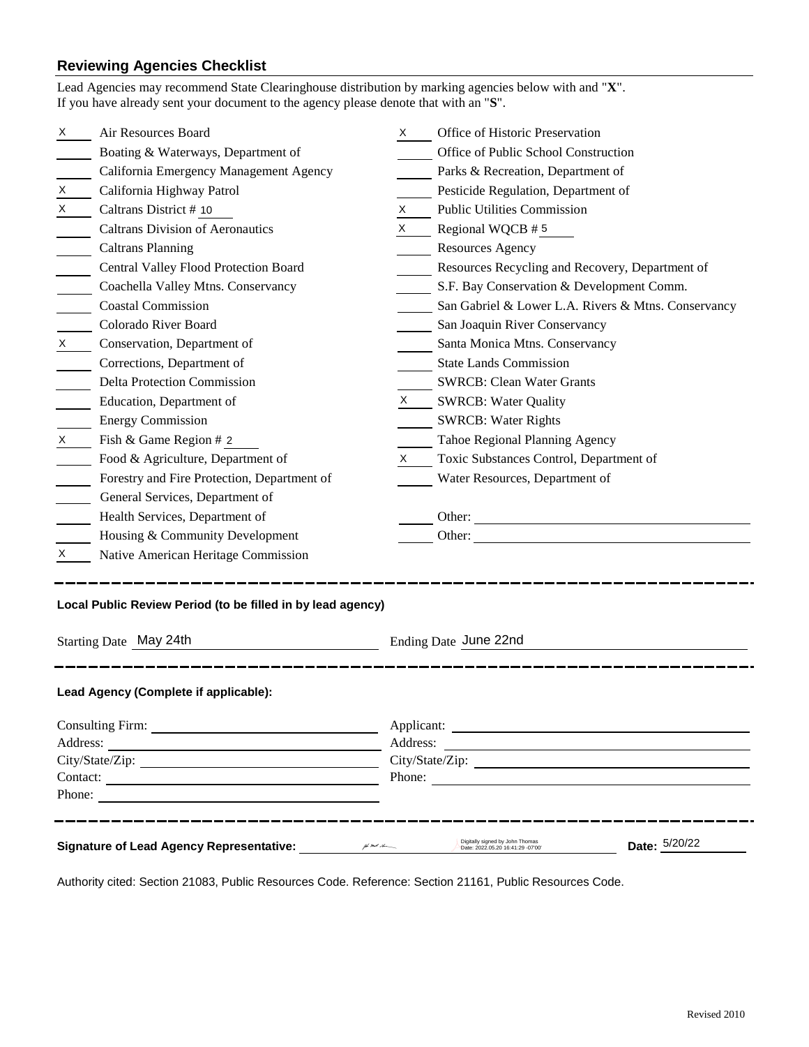## Reviewing Agencies Checklist

Lead Agencies may recommend State Clearinghouse distribution by marking agencies below with and "**X**".
If you have already sent your document to the agency please denote that with an "**S**".

| | | | |
|---|---|---|---|
| X | Air Resources Board | X | Office of Historic Preservation |
| | Boating & Waterways, Department of | | Office of Public School Construction |
| | California Emergency Management Agency | | Parks & Recreation, Department of |
| X | California Highway Patrol | | Pesticide Regulation, Department of |
| X | Caltrans District # 10 | X | Public Utilities Commission |
| | Caltrans Division of Aeronautics | X | Regional WQCB # 5 |
| | Caltrans Planning | | Resources Agency |
| | Central Valley Flood Protection Board | | Resources Recycling and Recovery, Department of |
| | Coachella Valley Mtns. Conservancy | | S.F. Bay Conservation & Development Comm. |
| | Coastal Commission | | San Gabriel & Lower L.A. Rivers & Mtns. Conservancy |
| | Colorado River Board | | San Joaquin River Conservancy |
| X | Conservation, Department of | | Santa Monica Mtns. Conservancy |
| | Corrections, Department of | | State Lands Commission |
| | Delta Protection Commission | | SWRCB: Clean Water Grants |
| | Education, Department of | X | SWRCB: Water Quality |
| | Energy Commission | | SWRCB: Water Rights |
| X | Fish & Game Region # 2 | | Tahoe Regional Planning Agency |
| | Food & Agriculture, Department of | X | Toxic Substances Control, Department of |
| | Forestry and Fire Protection, Department of | | Water Resources, Department of |
| | General Services, Department of | | |
| | Health Services, Department of | | Other: |
| | Housing & Community Development | | Other: |
| X | Native American Heritage Commission | | |

---

**Local Public Review Period (to be filled in by lead agency)**

Starting Date May 24th    Ending Date June 22nd

---

**Lead Agency (Complete if applicable):**

Consulting Firm:
Address:
City/State/Zip:
Contact:
Phone:

Applicant:
Address:
City/State/Zip:
Phone:

---

**Signature of Lead Agency Representative:** Digitally signed by John Thomas Date: 2022.05.20 16:41:29 -07'00' **Date:** 5/20/22

Authority cited: Section 21083, Public Resources Code. Reference: Section 21161, Public Resources Code.

Revised 2010